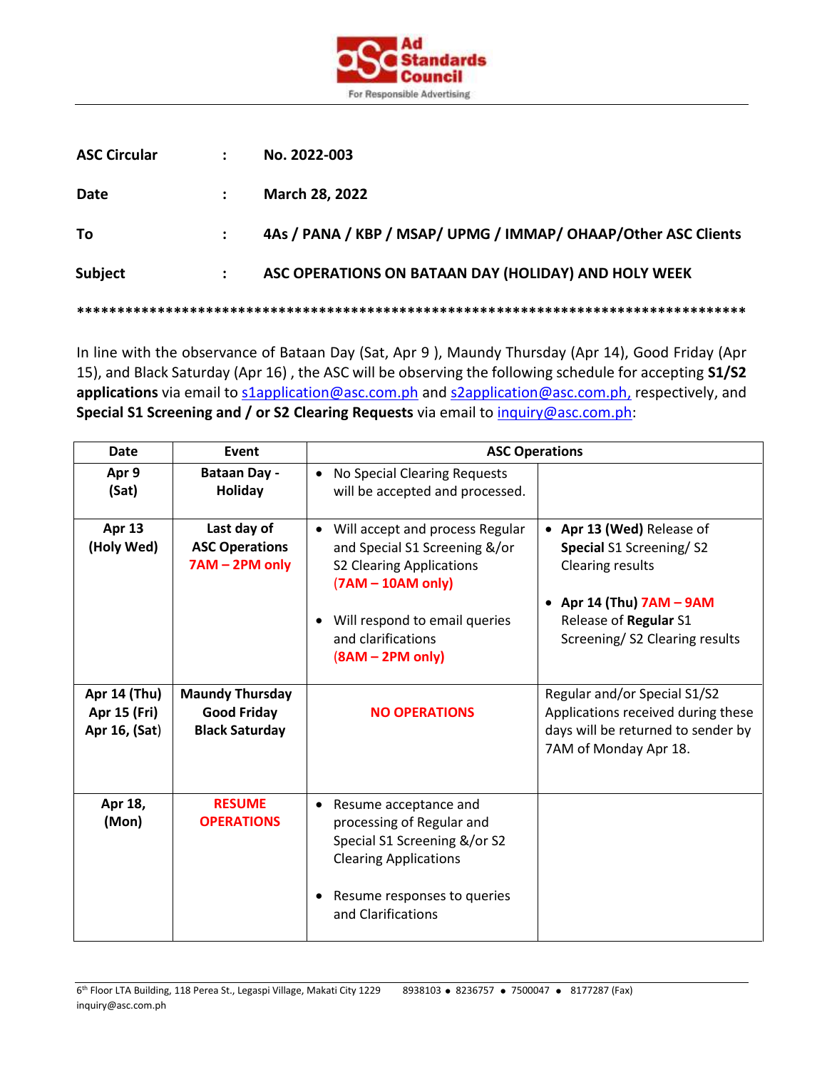Ad Standards Council
For Responsible Advertising

| | | |
|---|---|---|
| **ASC Circular** | : | **No. 2022-003** |
| **Date** | : | **March 28, 2022** |
| **To** | : | **4As / PANA / KBP / MSAP/ UPMG / IMMAP/ OHAAP/Other ASC Clients** |
| **Subject** | : | **ASC OPERATIONS ON BATAAN DAY (HOLIDAY) AND HOLY WEEK** |

**************************************************************************************

In line with the observance of Bataan Day (Sat, Apr 9 ), Maundy Thursday (Apr 14), Good Friday (Apr 15), and Black Saturday (Apr 16) , the ASC will be observing the following schedule for accepting **S1/S2 applications** via email to s1application@asc.com.ph and s2application@asc.com.ph, respectively, and **Special S1 Screening and / or S2 Clearing Requests** via email to inquiry@asc.com.ph:

| Date | Event | ASC Operations | |
|---|---|---|---|
| **Apr 9 (Sat)** | **Bataan Day - Holiday** | • No Special Clearing Requests will be accepted and processed. | |
| **Apr 13 (Holy Wed)** | **Last day of ASC Operations 7AM – 2PM only** | • Will accept and process Regular and Special S1 Screening &/or S2 Clearing Applications **(7AM – 10AM only)**<br><br>• Will respond to email queries and clarifications **(8AM – 2PM only)** | • **Apr 13 (Wed)** Release of **Special** S1 Screening/ S2 Clearing results<br><br>• **Apr 14 (Thu) 7AM – 9AM** Release of **Regular** S1 Screening/ S2 Clearing results |
| **Apr 14 (Thu)**<br>**Apr 15 (Fri)**<br>**Apr 16, (Sat)** | **Maundy Thursday**<br>**Good Friday**<br>**Black Saturday** | **NO OPERATIONS** | Regular and/or Special S1/S2 Applications received during these days will be returned to sender by 7AM of Monday Apr 18. |
| **Apr 18, (Mon)** | **RESUME OPERATIONS** | • Resume acceptance and processing of Regular and Special S1 Screening &/or S2 Clearing Applications<br><br>• Resume responses to queries and Clarifications | |

6th Floor LTA Building, 118 Perea St., Legaspi Village, Makati City 1229 8938103 • 8236757 • 7500047 • 8177287 (Fax)
inquiry@asc.com.ph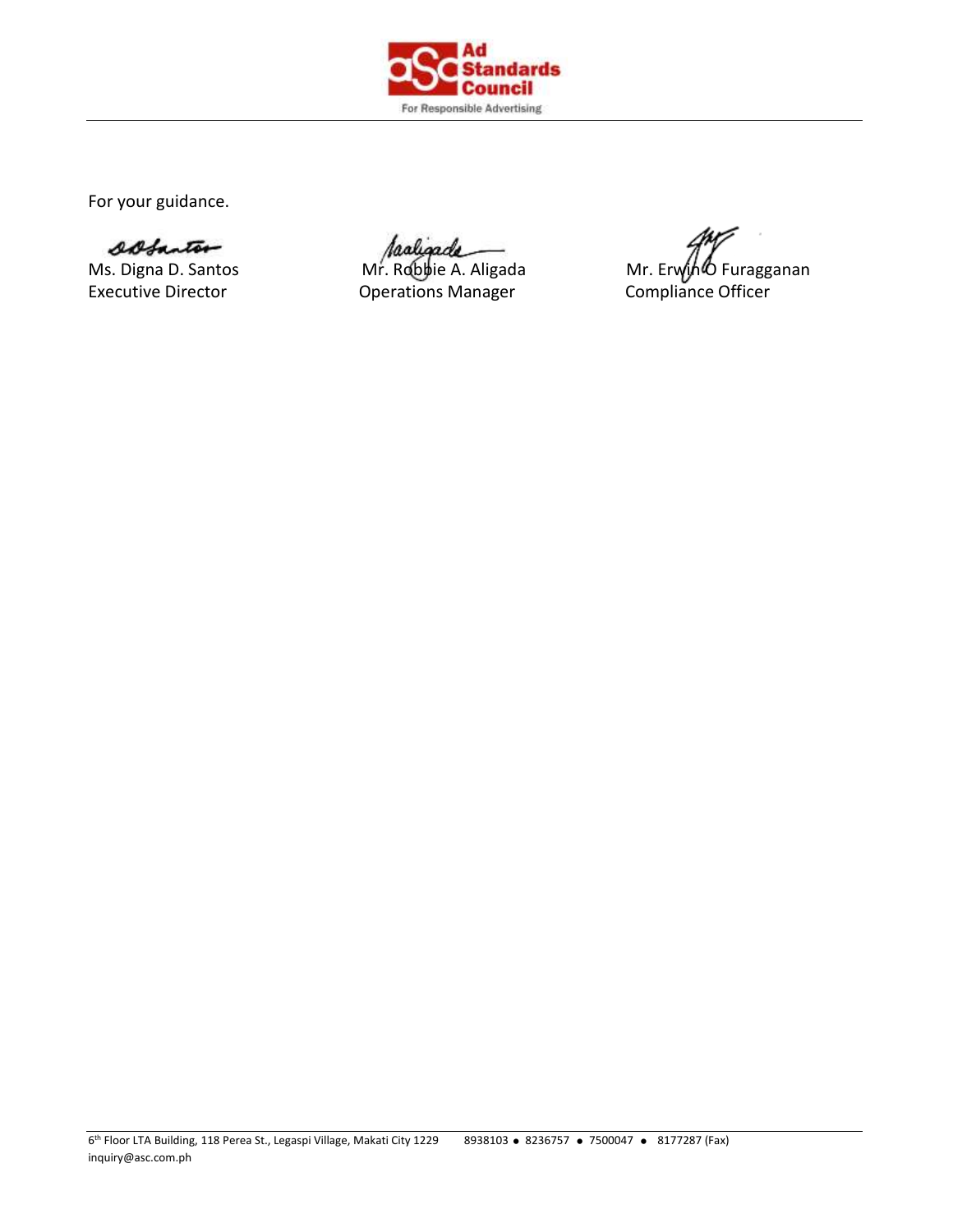For your guidance.

| | | |
|---|---|---|
| Ms. Digna D. Santos | Mr. Robbie A. Aligada | Mr. Erwin O Furagganan |
| Executive Director | Operations Manager | Compliance Officer |